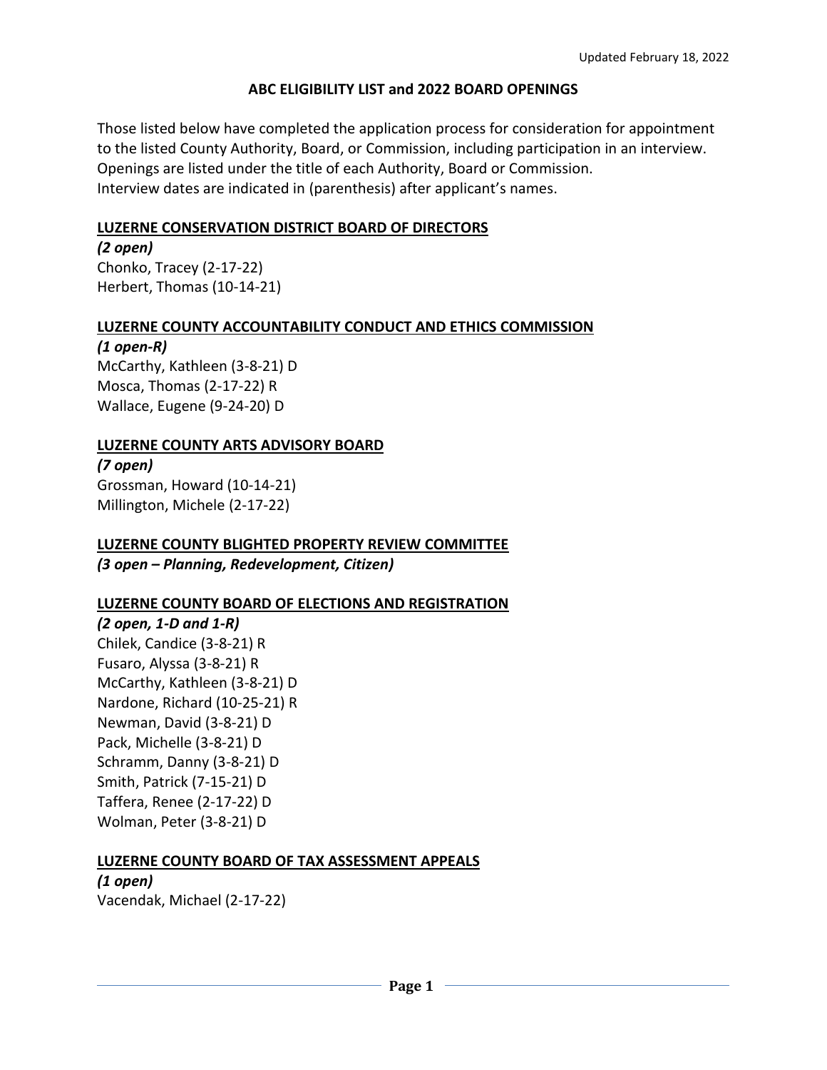Updated February 18, 2022

# ABC ELIGIBILITY LIST and 2022 BOARD OPENINGS

Those listed below have completed the application process for consideration for appointment to the listed County Authority, Board, or Commission, including participation in an interview. Openings are listed under the title of each Authority, Board or Commission.
Interview dates are indicated in (parenthesis) after applicant's names.

## LUZERNE CONSERVATION DISTRICT BOARD OF DIRECTORS

***(2 open)***
Chonko, Tracey (2-17-22)
Herbert, Thomas (10-14-21)

## LUZERNE COUNTY ACCOUNTABILITY CONDUCT AND ETHICS COMMISSION

***(1 open-R)***
McCarthy, Kathleen (3-8-21) D
Mosca, Thomas (2-17-22) R
Wallace, Eugene (9-24-20) D

## LUZERNE COUNTY ARTS ADVISORY BOARD

***(7 open)***
Grossman, Howard (10-14-21)
Millington, Michele (2-17-22)

## LUZERNE COUNTY BLIGHTED PROPERTY REVIEW COMMITTEE

***(3 open – Planning, Redevelopment, Citizen)***

## LUZERNE COUNTY BOARD OF ELECTIONS AND REGISTRATION

***(2 open, 1-D and 1-R)***
Chilek, Candice (3-8-21) R
Fusaro, Alyssa (3-8-21) R
McCarthy, Kathleen (3-8-21) D
Nardone, Richard (10-25-21) R
Newman, David (3-8-21) D
Pack, Michelle (3-8-21) D
Schramm, Danny (3-8-21) D
Smith, Patrick (7-15-21) D
Taffera, Renee (2-17-22) D
Wolman, Peter (3-8-21) D

## LUZERNE COUNTY BOARD OF TAX ASSESSMENT APPEALS

***(1 open)***
Vacendak, Michael (2-17-22)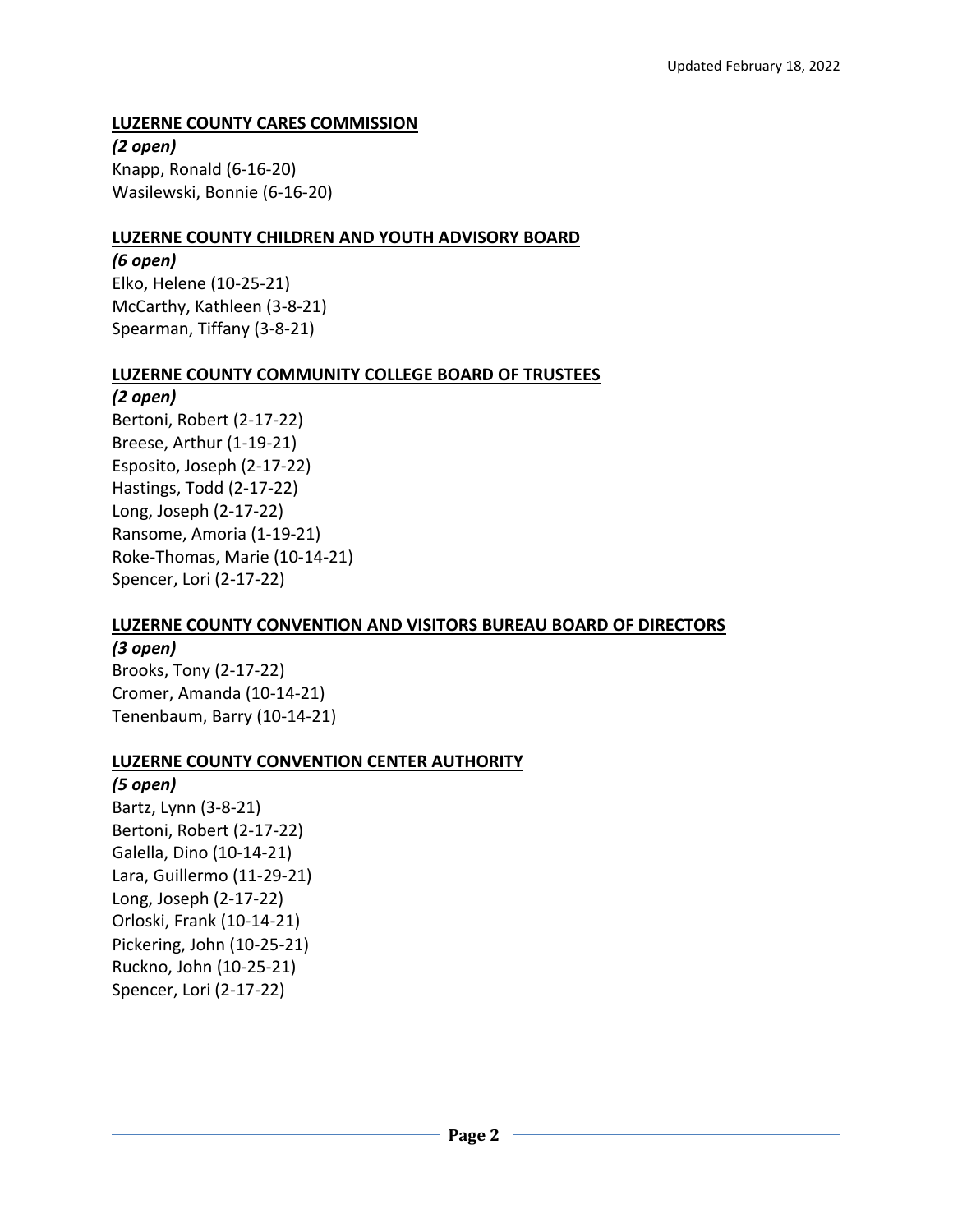Updated February 18, 2022

**LUZERNE COUNTY CARES COMMISSION**

***(2 open)***

Knapp, Ronald (6-16-20)
Wasilewski, Bonnie (6-16-20)

**LUZERNE COUNTY CHILDREN AND YOUTH ADVISORY BOARD**

***(6 open)***

Elko, Helene (10-25-21)
McCarthy, Kathleen (3-8-21)
Spearman, Tiffany (3-8-21)

**LUZERNE COUNTY COMMUNITY COLLEGE BOARD OF TRUSTEES**

***(2 open)***

Bertoni, Robert (2-17-22)
Breese, Arthur (1-19-21)
Esposito, Joseph (2-17-22)
Hastings, Todd (2-17-22)
Long, Joseph (2-17-22)
Ransome, Amoria (1-19-21)
Roke-Thomas, Marie (10-14-21)
Spencer, Lori (2-17-22)

**LUZERNE COUNTY CONVENTION AND VISITORS BUREAU BOARD OF DIRECTORS**

***(3 open)***

Brooks, Tony (2-17-22)
Cromer, Amanda (10-14-21)
Tenenbaum, Barry (10-14-21)

**LUZERNE COUNTY CONVENTION CENTER AUTHORITY**

***(5 open)***

Bartz, Lynn (3-8-21)
Bertoni, Robert (2-17-22)
Galella, Dino (10-14-21)
Lara, Guillermo (11-29-21)
Long, Joseph (2-17-22)
Orloski, Frank (10-14-21)
Pickering, John (10-25-21)
Ruckno, John (10-25-21)
Spencer, Lori (2-17-22)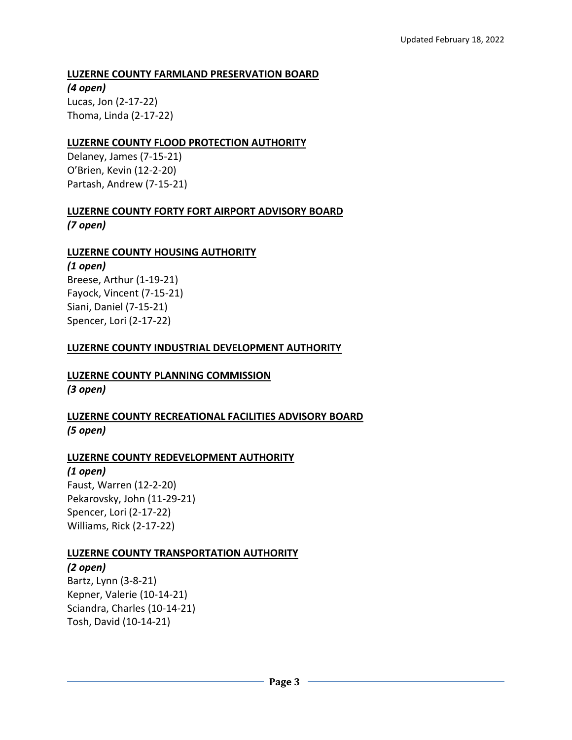Updated February 18, 2022

**LUZERNE COUNTY FARMLAND PRESERVATION BOARD**

***(4 open)***

Lucas, Jon (2-17-22)
Thoma, Linda (2-17-22)

**LUZERNE COUNTY FLOOD PROTECTION AUTHORITY**

Delaney, James (7-15-21)
O'Brien, Kevin (12-2-20)
Partash, Andrew (7-15-21)

**LUZERNE COUNTY FORTY FORT AIRPORT ADVISORY BOARD**

***(7 open)***

**LUZERNE COUNTY HOUSING AUTHORITY**

***(1 open)***

Breese, Arthur (1-19-21)
Fayock, Vincent (7-15-21)
Siani, Daniel (7-15-21)
Spencer, Lori (2-17-22)

**LUZERNE COUNTY INDUSTRIAL DEVELOPMENT AUTHORITY**

**LUZERNE COUNTY PLANNING COMMISSION**

***(3 open)***

**LUZERNE COUNTY RECREATIONAL FACILITIES ADVISORY BOARD**

***(5 open)***

**LUZERNE COUNTY REDEVELOPMENT AUTHORITY**

***(1 open)***

Faust, Warren (12-2-20)
Pekarovsky, John (11-29-21)
Spencer, Lori (2-17-22)
Williams, Rick (2-17-22)

**LUZERNE COUNTY TRANSPORTATION AUTHORITY**

***(2 open)***

Bartz, Lynn (3-8-21)
Kepner, Valerie (10-14-21)
Sciandra, Charles (10-14-21)
Tosh, David (10-14-21)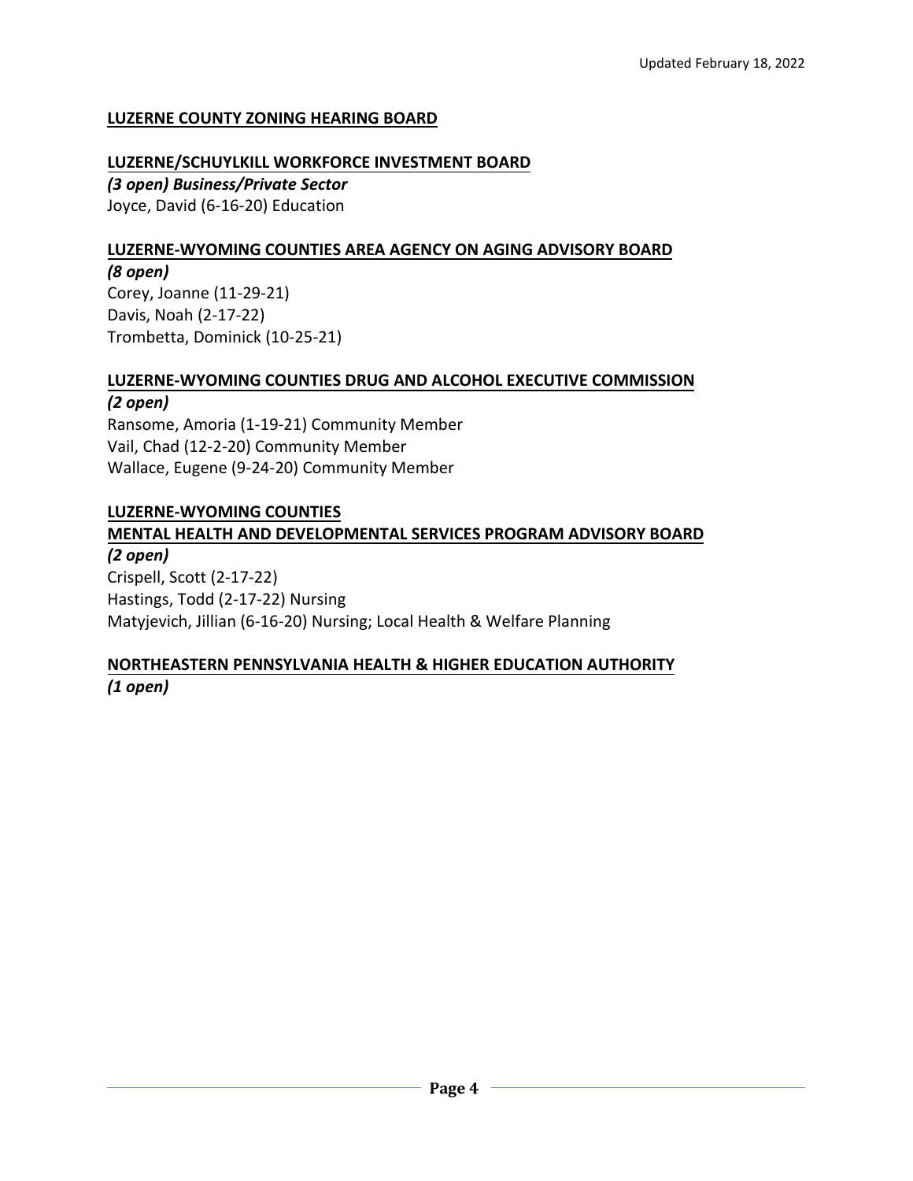**LUZERNE COUNTY ZONING HEARING BOARD**

**LUZERNE/SCHUYLKILL WORKFORCE INVESTMENT BOARD**

***(3 open) Business/Private Sector***

Joyce, David (6-16-20) Education

**LUZERNE-WYOMING COUNTIES AREA AGENCY ON AGING ADVISORY BOARD**

***(8 open)***

Corey, Joanne (11-29-21)
Davis, Noah (2-17-22)
Trombetta, Dominick (10-25-21)

**LUZERNE-WYOMING COUNTIES DRUG AND ALCOHOL EXECUTIVE COMMISSION**

***(2 open)***

Ransome, Amoria (1-19-21) Community Member
Vail, Chad (12-2-20) Community Member
Wallace, Eugene (9-24-20) Community Member

**LUZERNE-WYOMING COUNTIES**
**MENTAL HEALTH AND DEVELOPMENTAL SERVICES PROGRAM ADVISORY BOARD**

***(2 open)***

Crispell, Scott (2-17-22)
Hastings, Todd (2-17-22) Nursing
Matyjevich, Jillian (6-16-20) Nursing; Local Health & Welfare Planning

**NORTHEASTERN PENNSYLVANIA HEALTH & HIGHER EDUCATION AUTHORITY**

***(1 open)***